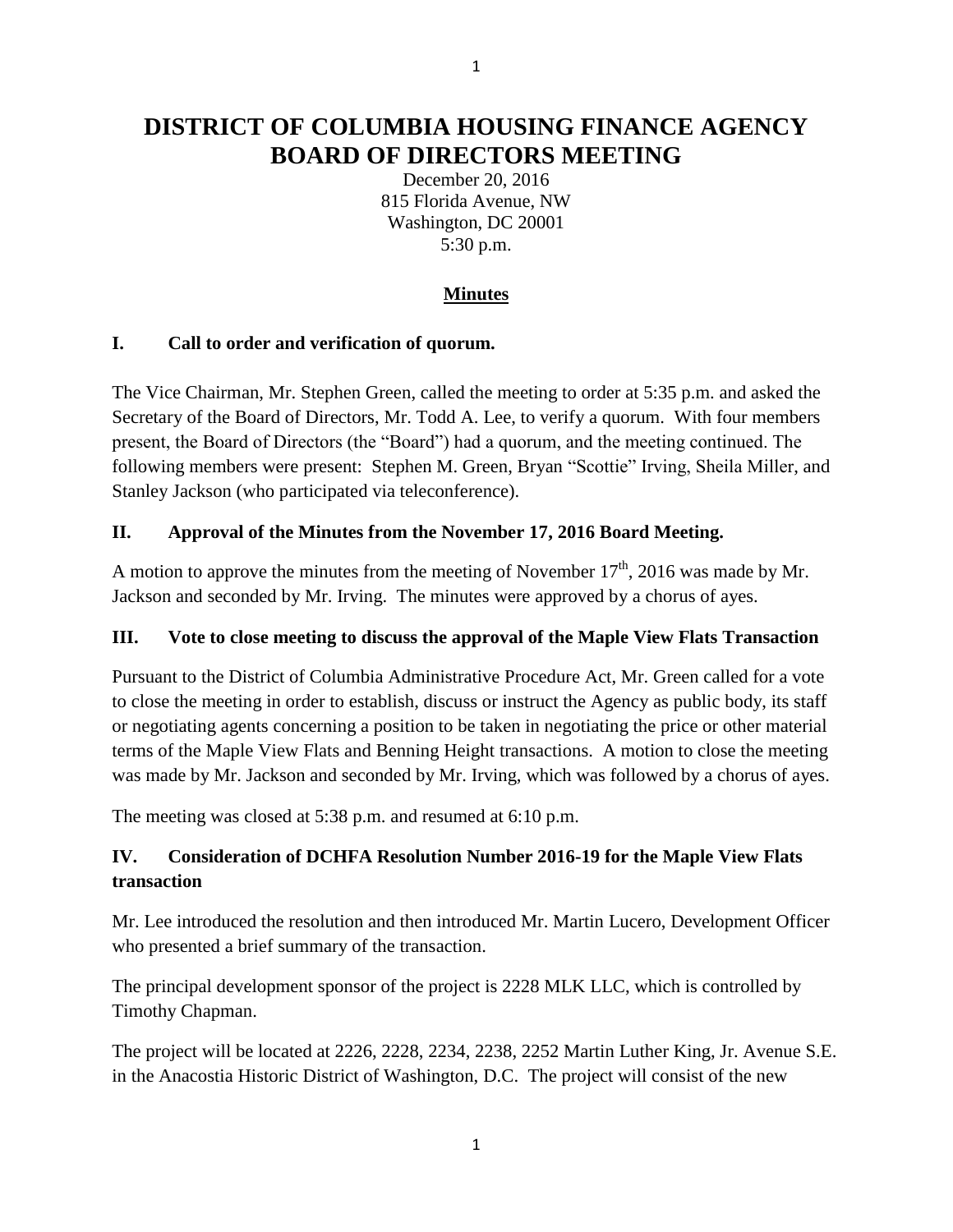# DISTRICT OF COLUMBIA HOUSING FINANCE AGENCY BOARD OF DIRECTORS MEETING

December 20, 2016
815 Florida Avenue, NW
Washington, DC 20001
5:30 p.m.

**Minutes**

## I. Call to order and verification of quorum.

The Vice Chairman, Mr. Stephen Green, called the meeting to order at 5:35 p.m. and asked the Secretary of the Board of Directors, Mr. Todd A. Lee, to verify a quorum. With four members present, the Board of Directors (the "Board") had a quorum, and the meeting continued. The following members were present: Stephen M. Green, Bryan "Scottie" Irving, Sheila Miller, and Stanley Jackson (who participated via teleconference).

## II. Approval of the Minutes from the November 17, 2016 Board Meeting.

A motion to approve the minutes from the meeting of November 17th, 2016 was made by Mr. Jackson and seconded by Mr. Irving. The minutes were approved by a chorus of ayes.

## III. Vote to close meeting to discuss the approval of the Maple View Flats Transaction

Pursuant to the District of Columbia Administrative Procedure Act, Mr. Green called for a vote to close the meeting in order to establish, discuss or instruct the Agency as public body, its staff or negotiating agents concerning a position to be taken in negotiating the price or other material terms of the Maple View Flats and Benning Height transactions. A motion to close the meeting was made by Mr. Jackson and seconded by Mr. Irving, which was followed by a chorus of ayes.

The meeting was closed at 5:38 p.m. and resumed at 6:10 p.m.

## IV. Consideration of DCHFA Resolution Number 2016-19 for the Maple View Flats transaction

Mr. Lee introduced the resolution and then introduced Mr. Martin Lucero, Development Officer who presented a brief summary of the transaction.

The principal development sponsor of the project is 2228 MLK LLC, which is controlled by Timothy Chapman.

The project will be located at 2226, 2228, 2234, 2238, 2252 Martin Luther King, Jr. Avenue S.E. in the Anacostia Historic District of Washington, D.C. The project will consist of the new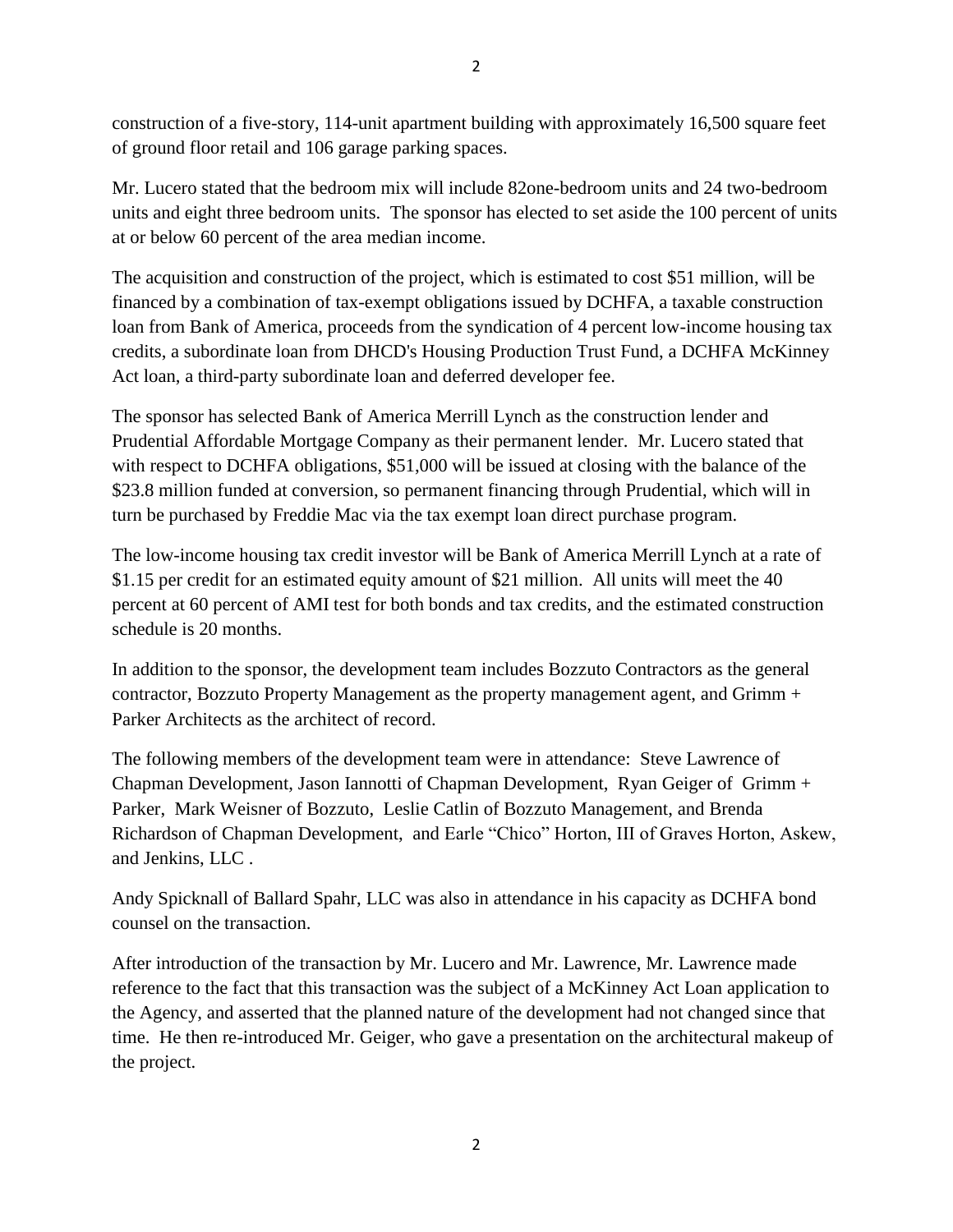construction of a five-story, 114-unit apartment building with approximately 16,500 square feet of ground floor retail and 106 garage parking spaces.

Mr. Lucero stated that the bedroom mix will include 82one-bedroom units and 24 two-bedroom units and eight three bedroom units. The sponsor has elected to set aside the 100 percent of units at or below 60 percent of the area median income.

The acquisition and construction of the project, which is estimated to cost $51 million, will be financed by a combination of tax-exempt obligations issued by DCHFA, a taxable construction loan from Bank of America, proceeds from the syndication of 4 percent low-income housing tax credits, a subordinate loan from DHCD's Housing Production Trust Fund, a DCHFA McKinney Act loan, a third-party subordinate loan and deferred developer fee.

The sponsor has selected Bank of America Merrill Lynch as the construction lender and Prudential Affordable Mortgage Company as their permanent lender. Mr. Lucero stated that with respect to DCHFA obligations, $51,000 will be issued at closing with the balance of the $23.8 million funded at conversion, so permanent financing through Prudential, which will in turn be purchased by Freddie Mac via the tax exempt loan direct purchase program.

The low-income housing tax credit investor will be Bank of America Merrill Lynch at a rate of $1.15 per credit for an estimated equity amount of $21 million. All units will meet the 40 percent at 60 percent of AMI test for both bonds and tax credits, and the estimated construction schedule is 20 months.

In addition to the sponsor, the development team includes Bozzuto Contractors as the general contractor, Bozzuto Property Management as the property management agent, and Grimm + Parker Architects as the architect of record.

The following members of the development team were in attendance: Steve Lawrence of Chapman Development, Jason Iannotti of Chapman Development, Ryan Geiger of Grimm + Parker, Mark Weisner of Bozzuto, Leslie Catlin of Bozzuto Management, and Brenda Richardson of Chapman Development, and Earle "Chico" Horton, III of Graves Horton, Askew, and Jenkins, LLC .

Andy Spicknall of Ballard Spahr, LLC was also in attendance in his capacity as DCHFA bond counsel on the transaction.

After introduction of the transaction by Mr. Lucero and Mr. Lawrence, Mr. Lawrence made reference to the fact that this transaction was the subject of a McKinney Act Loan application to the Agency, and asserted that the planned nature of the development had not changed since that time. He then re-introduced Mr. Geiger, who gave a presentation on the architectural makeup of the project.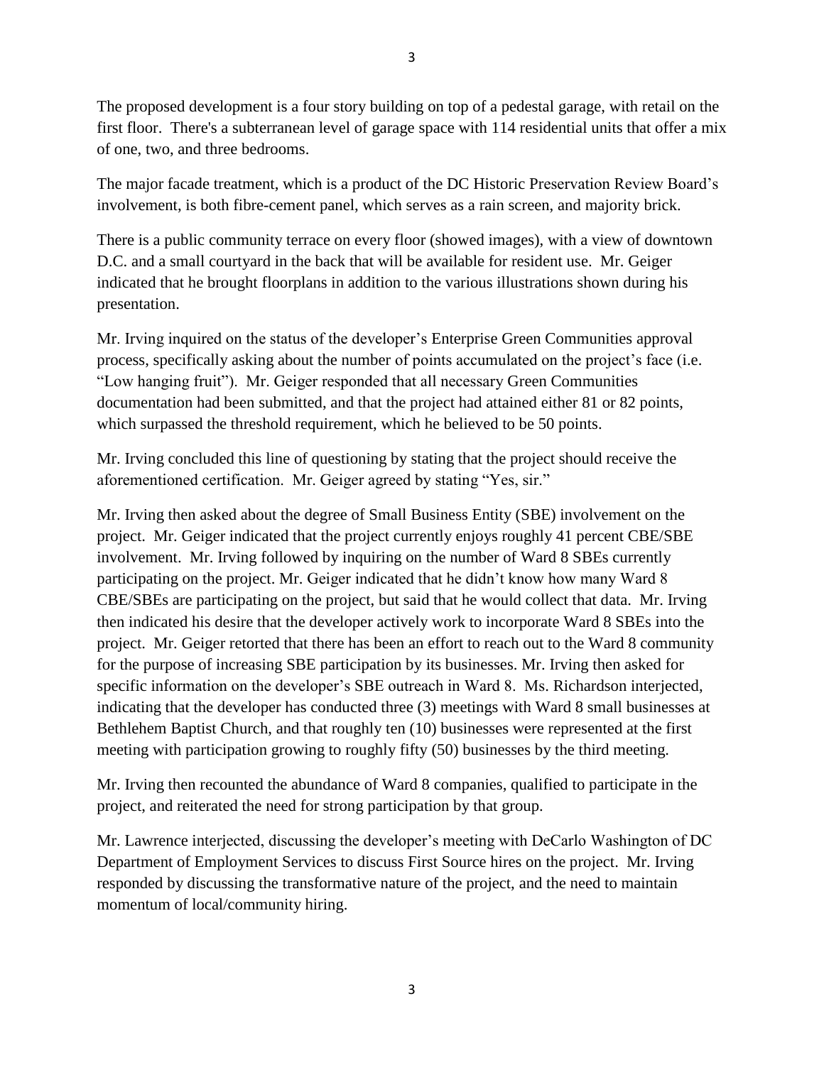The proposed development is a four story building on top of a pedestal garage, with retail on the first floor. There's a subterranean level of garage space with 114 residential units that offer a mix of one, two, and three bedrooms.

The major facade treatment, which is a product of the DC Historic Preservation Review Board's involvement, is both fibre-cement panel, which serves as a rain screen, and majority brick.

There is a public community terrace on every floor (showed images), with a view of downtown D.C. and a small courtyard in the back that will be available for resident use. Mr. Geiger indicated that he brought floorplans in addition to the various illustrations shown during his presentation.

Mr. Irving inquired on the status of the developer's Enterprise Green Communities approval process, specifically asking about the number of points accumulated on the project's face (i.e. "Low hanging fruit"). Mr. Geiger responded that all necessary Green Communities documentation had been submitted, and that the project had attained either 81 or 82 points, which surpassed the threshold requirement, which he believed to be 50 points.

Mr. Irving concluded this line of questioning by stating that the project should receive the aforementioned certification. Mr. Geiger agreed by stating "Yes, sir."

Mr. Irving then asked about the degree of Small Business Entity (SBE) involvement on the project. Mr. Geiger indicated that the project currently enjoys roughly 41 percent CBE/SBE involvement. Mr. Irving followed by inquiring on the number of Ward 8 SBEs currently participating on the project. Mr. Geiger indicated that he didn't know how many Ward 8 CBE/SBEs are participating on the project, but said that he would collect that data. Mr. Irving then indicated his desire that the developer actively work to incorporate Ward 8 SBEs into the project. Mr. Geiger retorted that there has been an effort to reach out to the Ward 8 community for the purpose of increasing SBE participation by its businesses. Mr. Irving then asked for specific information on the developer's SBE outreach in Ward 8. Ms. Richardson interjected, indicating that the developer has conducted three (3) meetings with Ward 8 small businesses at Bethlehem Baptist Church, and that roughly ten (10) businesses were represented at the first meeting with participation growing to roughly fifty (50) businesses by the third meeting.

Mr. Irving then recounted the abundance of Ward 8 companies, qualified to participate in the project, and reiterated the need for strong participation by that group.

Mr. Lawrence interjected, discussing the developer's meeting with DeCarlo Washington of DC Department of Employment Services to discuss First Source hires on the project. Mr. Irving responded by discussing the transformative nature of the project, and the need to maintain momentum of local/community hiring.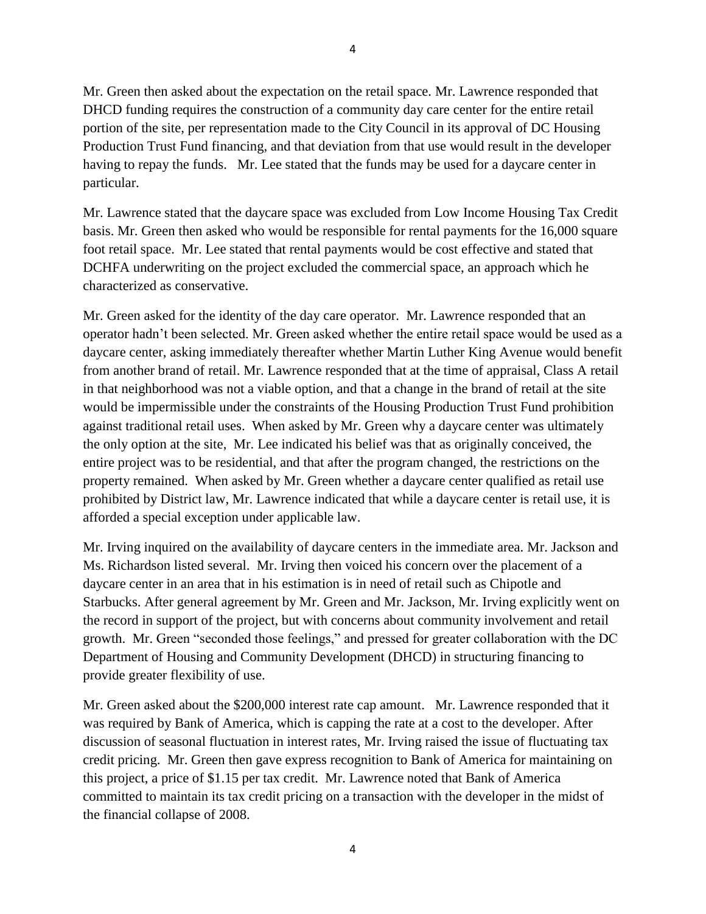Mr. Green then asked about the expectation on the retail space. Mr. Lawrence responded that DHCD funding requires the construction of a community day care center for the entire retail portion of the site, per representation made to the City Council in its approval of DC Housing Production Trust Fund financing, and that deviation from that use would result in the developer having to repay the funds. Mr. Lee stated that the funds may be used for a daycare center in particular.

Mr. Lawrence stated that the daycare space was excluded from Low Income Housing Tax Credit basis. Mr. Green then asked who would be responsible for rental payments for the 16,000 square foot retail space. Mr. Lee stated that rental payments would be cost effective and stated that DCHFA underwriting on the project excluded the commercial space, an approach which he characterized as conservative.

Mr. Green asked for the identity of the day care operator. Mr. Lawrence responded that an operator hadn't been selected. Mr. Green asked whether the entire retail space would be used as a daycare center, asking immediately thereafter whether Martin Luther King Avenue would benefit from another brand of retail. Mr. Lawrence responded that at the time of appraisal, Class A retail in that neighborhood was not a viable option, and that a change in the brand of retail at the site would be impermissible under the constraints of the Housing Production Trust Fund prohibition against traditional retail uses. When asked by Mr. Green why a daycare center was ultimately the only option at the site, Mr. Lee indicated his belief was that as originally conceived, the entire project was to be residential, and that after the program changed, the restrictions on the property remained. When asked by Mr. Green whether a daycare center qualified as retail use prohibited by District law, Mr. Lawrence indicated that while a daycare center is retail use, it is afforded a special exception under applicable law.

Mr. Irving inquired on the availability of daycare centers in the immediate area. Mr. Jackson and Ms. Richardson listed several. Mr. Irving then voiced his concern over the placement of a daycare center in an area that in his estimation is in need of retail such as Chipotle and Starbucks. After general agreement by Mr. Green and Mr. Jackson, Mr. Irving explicitly went on the record in support of the project, but with concerns about community involvement and retail growth. Mr. Green "seconded those feelings," and pressed for greater collaboration with the DC Department of Housing and Community Development (DHCD) in structuring financing to provide greater flexibility of use.

Mr. Green asked about the $200,000 interest rate cap amount. Mr. Lawrence responded that it was required by Bank of America, which is capping the rate at a cost to the developer. After discussion of seasonal fluctuation in interest rates, Mr. Irving raised the issue of fluctuating tax credit pricing. Mr. Green then gave express recognition to Bank of America for maintaining on this project, a price of $1.15 per tax credit. Mr. Lawrence noted that Bank of America committed to maintain its tax credit pricing on a transaction with the developer in the midst of the financial collapse of 2008.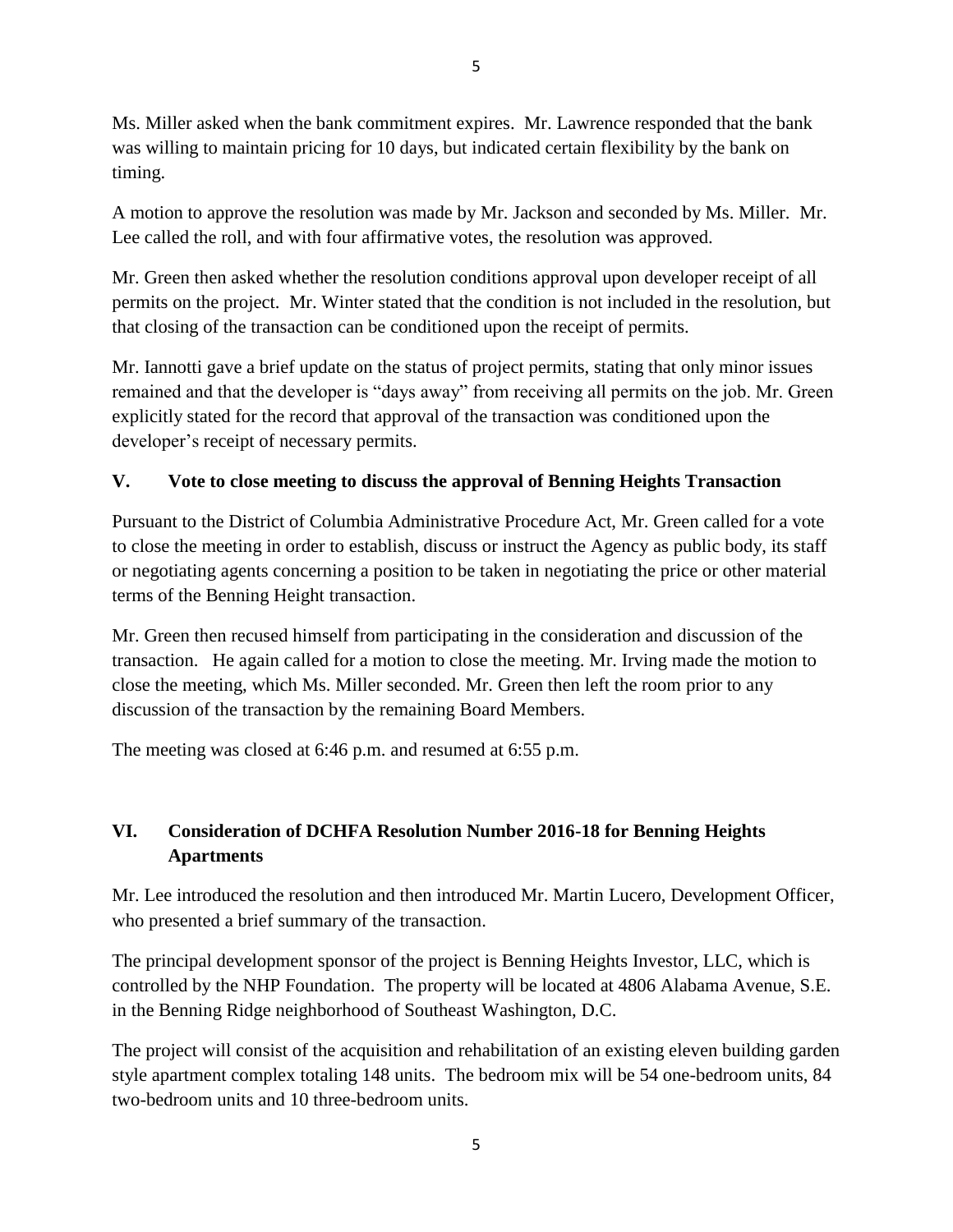Ms. Miller asked when the bank commitment expires. Mr. Lawrence responded that the bank was willing to maintain pricing for 10 days, but indicated certain flexibility by the bank on timing.

A motion to approve the resolution was made by Mr. Jackson and seconded by Ms. Miller. Mr. Lee called the roll, and with four affirmative votes, the resolution was approved.

Mr. Green then asked whether the resolution conditions approval upon developer receipt of all permits on the project. Mr. Winter stated that the condition is not included in the resolution, but that closing of the transaction can be conditioned upon the receipt of permits.

Mr. Iannotti gave a brief update on the status of project permits, stating that only minor issues remained and that the developer is "days away" from receiving all permits on the job. Mr. Green explicitly stated for the record that approval of the transaction was conditioned upon the developer's receipt of necessary permits.

## V. Vote to close meeting to discuss the approval of Benning Heights Transaction

Pursuant to the District of Columbia Administrative Procedure Act, Mr. Green called for a vote to close the meeting in order to establish, discuss or instruct the Agency as public body, its staff or negotiating agents concerning a position to be taken in negotiating the price or other material terms of the Benning Height transaction.

Mr. Green then recused himself from participating in the consideration and discussion of the transaction. He again called for a motion to close the meeting. Mr. Irving made the motion to close the meeting, which Ms. Miller seconded. Mr. Green then left the room prior to any discussion of the transaction by the remaining Board Members.

The meeting was closed at 6:46 p.m. and resumed at 6:55 p.m.

## VI. Consideration of DCHFA Resolution Number 2016-18 for Benning Heights Apartments

Mr. Lee introduced the resolution and then introduced Mr. Martin Lucero, Development Officer, who presented a brief summary of the transaction.

The principal development sponsor of the project is Benning Heights Investor, LLC, which is controlled by the NHP Foundation. The property will be located at 4806 Alabama Avenue, S.E. in the Benning Ridge neighborhood of Southeast Washington, D.C.

The project will consist of the acquisition and rehabilitation of an existing eleven building garden style apartment complex totaling 148 units. The bedroom mix will be 54 one-bedroom units, 84 two-bedroom units and 10 three-bedroom units.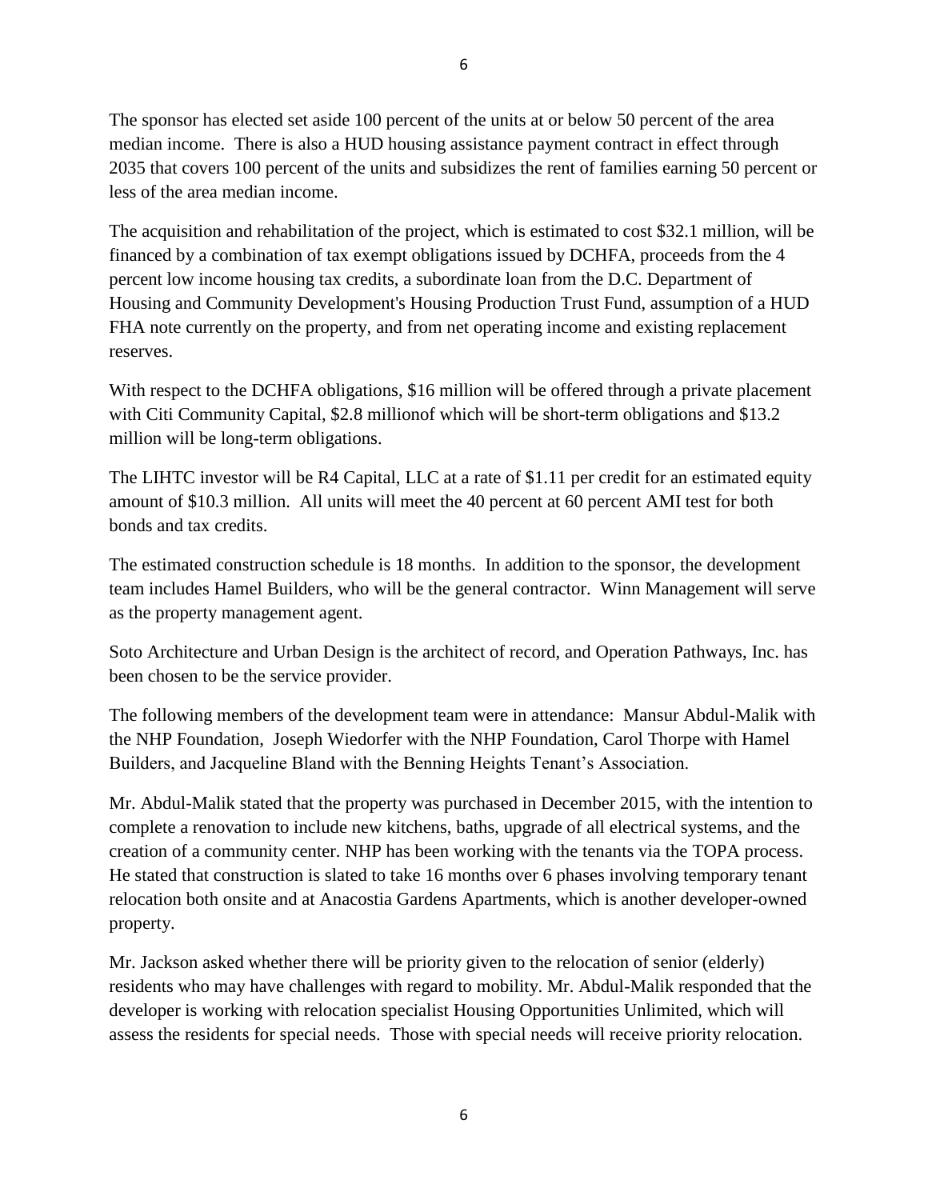The sponsor has elected set aside 100 percent of the units at or below 50 percent of the area median income. There is also a HUD housing assistance payment contract in effect through 2035 that covers 100 percent of the units and subsidizes the rent of families earning 50 percent or less of the area median income.

The acquisition and rehabilitation of the project, which is estimated to cost $32.1 million, will be financed by a combination of tax exempt obligations issued by DCHFA, proceeds from the 4 percent low income housing tax credits, a subordinate loan from the D.C. Department of Housing and Community Development's Housing Production Trust Fund, assumption of a HUD FHA note currently on the property, and from net operating income and existing replacement reserves.

With respect to the DCHFA obligations, $16 million will be offered through a private placement with Citi Community Capital, $2.8 millionof which will be short-term obligations and $13.2 million will be long-term obligations.

The LIHTC investor will be R4 Capital, LLC at a rate of $1.11 per credit for an estimated equity amount of $10.3 million. All units will meet the 40 percent at 60 percent AMI test for both bonds and tax credits.

The estimated construction schedule is 18 months. In addition to the sponsor, the development team includes Hamel Builders, who will be the general contractor. Winn Management will serve as the property management agent.

Soto Architecture and Urban Design is the architect of record, and Operation Pathways, Inc. has been chosen to be the service provider.

The following members of the development team were in attendance: Mansur Abdul-Malik with the NHP Foundation, Joseph Wiedorfer with the NHP Foundation, Carol Thorpe with Hamel Builders, and Jacqueline Bland with the Benning Heights Tenant's Association.

Mr. Abdul-Malik stated that the property was purchased in December 2015, with the intention to complete a renovation to include new kitchens, baths, upgrade of all electrical systems, and the creation of a community center. NHP has been working with the tenants via the TOPA process. He stated that construction is slated to take 16 months over 6 phases involving temporary tenant relocation both onsite and at Anacostia Gardens Apartments, which is another developer-owned property.

Mr. Jackson asked whether there will be priority given to the relocation of senior (elderly) residents who may have challenges with regard to mobility. Mr. Abdul-Malik responded that the developer is working with relocation specialist Housing Opportunities Unlimited, which will assess the residents for special needs. Those with special needs will receive priority relocation.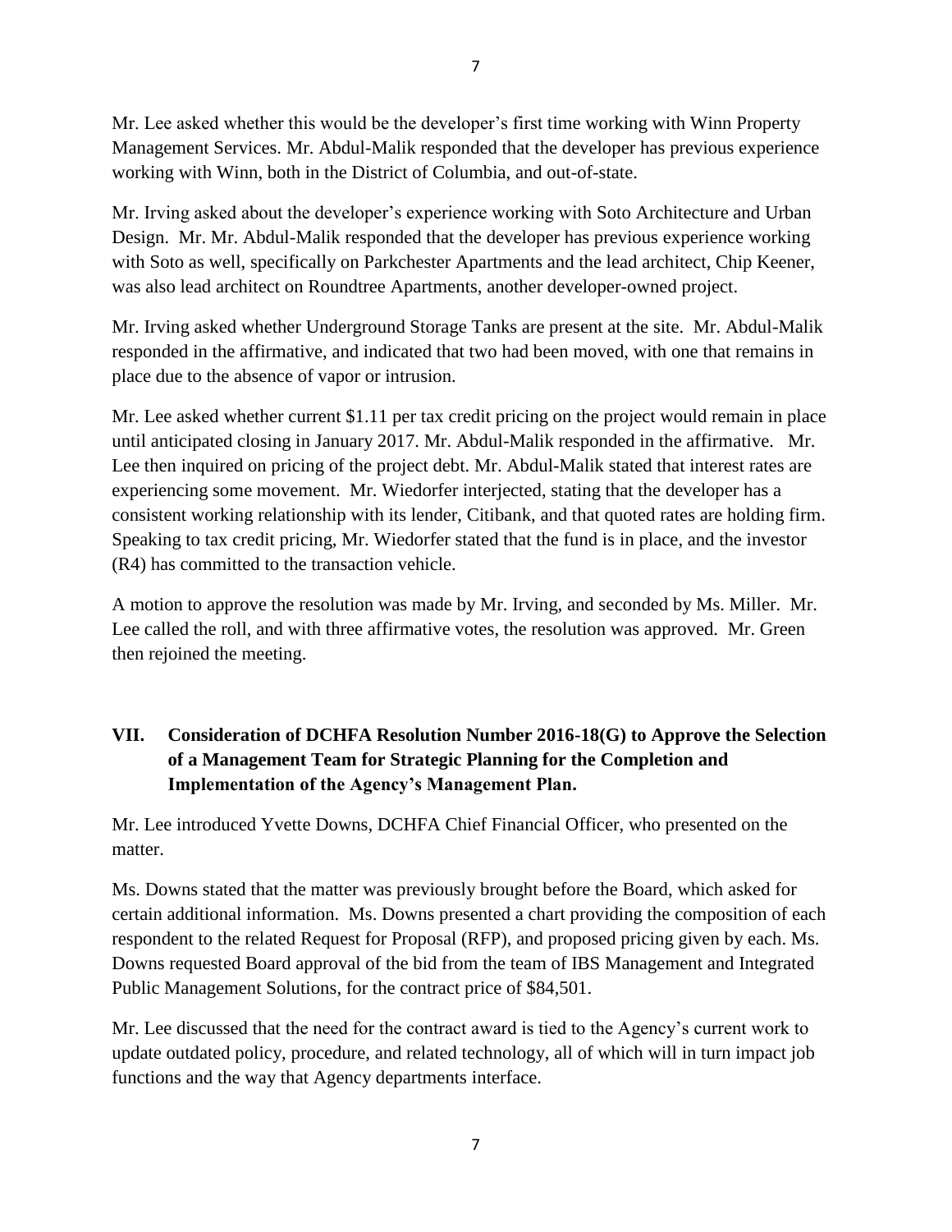Mr. Lee asked whether this would be the developer's first time working with Winn Property Management Services. Mr. Abdul-Malik responded that the developer has previous experience working with Winn, both in the District of Columbia, and out-of-state.

Mr. Irving asked about the developer's experience working with Soto Architecture and Urban Design. Mr. Mr. Abdul-Malik responded that the developer has previous experience working with Soto as well, specifically on Parkchester Apartments and the lead architect, Chip Keener, was also lead architect on Roundtree Apartments, another developer-owned project.

Mr. Irving asked whether Underground Storage Tanks are present at the site. Mr. Abdul-Malik responded in the affirmative, and indicated that two had been moved, with one that remains in place due to the absence of vapor or intrusion.

Mr. Lee asked whether current $1.11 per tax credit pricing on the project would remain in place until anticipated closing in January 2017. Mr. Abdul-Malik responded in the affirmative. Mr. Lee then inquired on pricing of the project debt. Mr. Abdul-Malik stated that interest rates are experiencing some movement. Mr. Wiedorfer interjected, stating that the developer has a consistent working relationship with its lender, Citibank, and that quoted rates are holding firm. Speaking to tax credit pricing, Mr. Wiedorfer stated that the fund is in place, and the investor (R4) has committed to the transaction vehicle.

A motion to approve the resolution was made by Mr. Irving, and seconded by Ms. Miller. Mr. Lee called the roll, and with three affirmative votes, the resolution was approved. Mr. Green then rejoined the meeting.

## VII. Consideration of DCHFA Resolution Number 2016-18(G) to Approve the Selection of a Management Team for Strategic Planning for the Completion and Implementation of the Agency's Management Plan.

Mr. Lee introduced Yvette Downs, DCHFA Chief Financial Officer, who presented on the matter.

Ms. Downs stated that the matter was previously brought before the Board, which asked for certain additional information. Ms. Downs presented a chart providing the composition of each respondent to the related Request for Proposal (RFP), and proposed pricing given by each. Ms. Downs requested Board approval of the bid from the team of IBS Management and Integrated Public Management Solutions, for the contract price of $84,501.

Mr. Lee discussed that the need for the contract award is tied to the Agency's current work to update outdated policy, procedure, and related technology, all of which will in turn impact job functions and the way that Agency departments interface.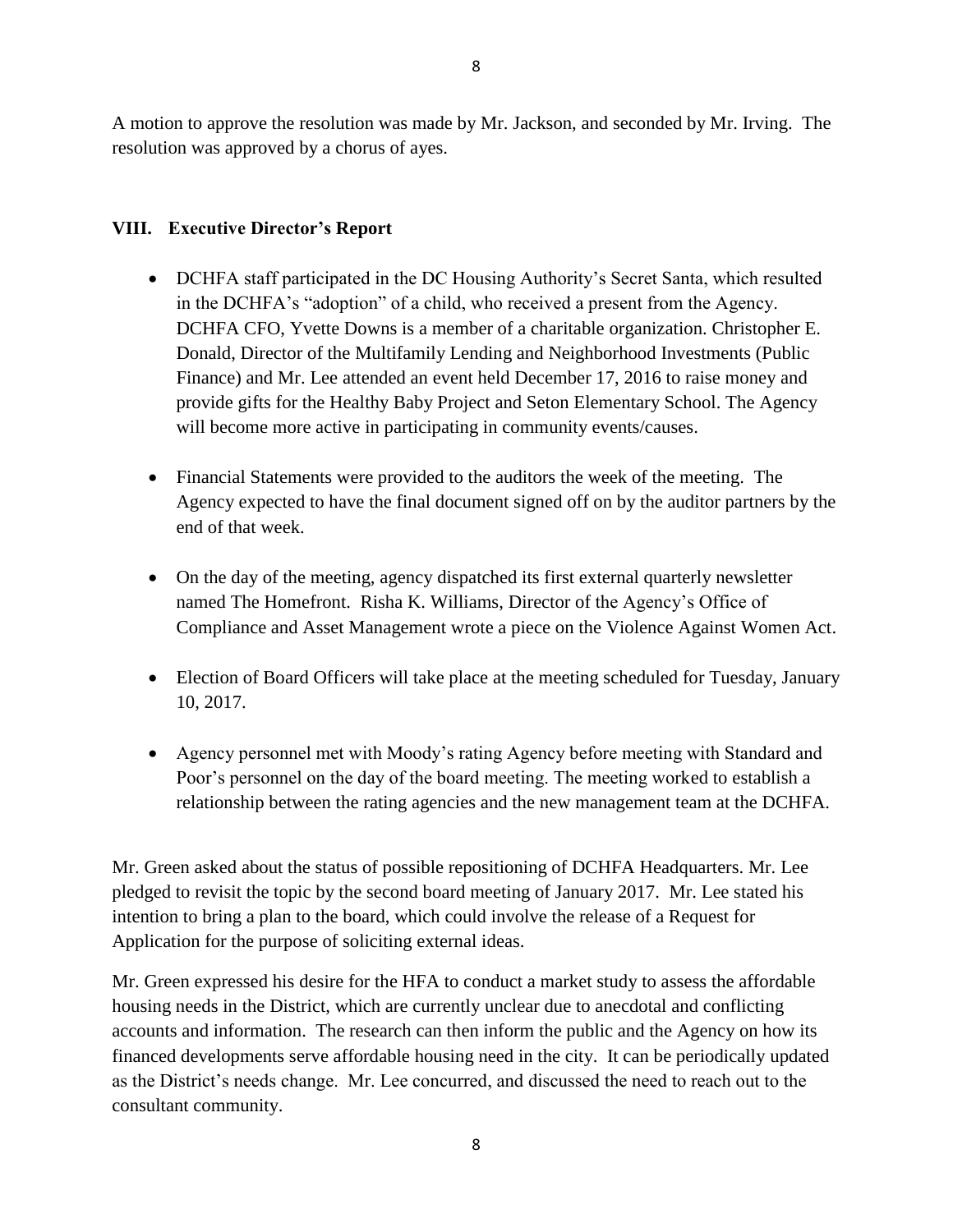A motion to approve the resolution was made by Mr. Jackson, and seconded by Mr. Irving. The resolution was approved by a chorus of ayes.

## VIII. Executive Director's Report

- DCHFA staff participated in the DC Housing Authority's Secret Santa, which resulted in the DCHFA's "adoption" of a child, who received a present from the Agency. DCHFA CFO, Yvette Downs is a member of a charitable organization. Christopher E. Donald, Director of the Multifamily Lending and Neighborhood Investments (Public Finance) and Mr. Lee attended an event held December 17, 2016 to raise money and provide gifts for the Healthy Baby Project and Seton Elementary School. The Agency will become more active in participating in community events/causes.

- Financial Statements were provided to the auditors the week of the meeting. The Agency expected to have the final document signed off on by the auditor partners by the end of that week.

- On the day of the meeting, agency dispatched its first external quarterly newsletter named The Homefront. Risha K. Williams, Director of the Agency's Office of Compliance and Asset Management wrote a piece on the Violence Against Women Act.

- Election of Board Officers will take place at the meeting scheduled for Tuesday, January 10, 2017.

- Agency personnel met with Moody's rating Agency before meeting with Standard and Poor's personnel on the day of the board meeting. The meeting worked to establish a relationship between the rating agencies and the new management team at the DCHFA.

Mr. Green asked about the status of possible repositioning of DCHFA Headquarters. Mr. Lee pledged to revisit the topic by the second board meeting of January 2017. Mr. Lee stated his intention to bring a plan to the board, which could involve the release of a Request for Application for the purpose of soliciting external ideas.

Mr. Green expressed his desire for the HFA to conduct a market study to assess the affordable housing needs in the District, which are currently unclear due to anecdotal and conflicting accounts and information. The research can then inform the public and the Agency on how its financed developments serve affordable housing need in the city. It can be periodically updated as the District's needs change. Mr. Lee concurred, and discussed the need to reach out to the consultant community.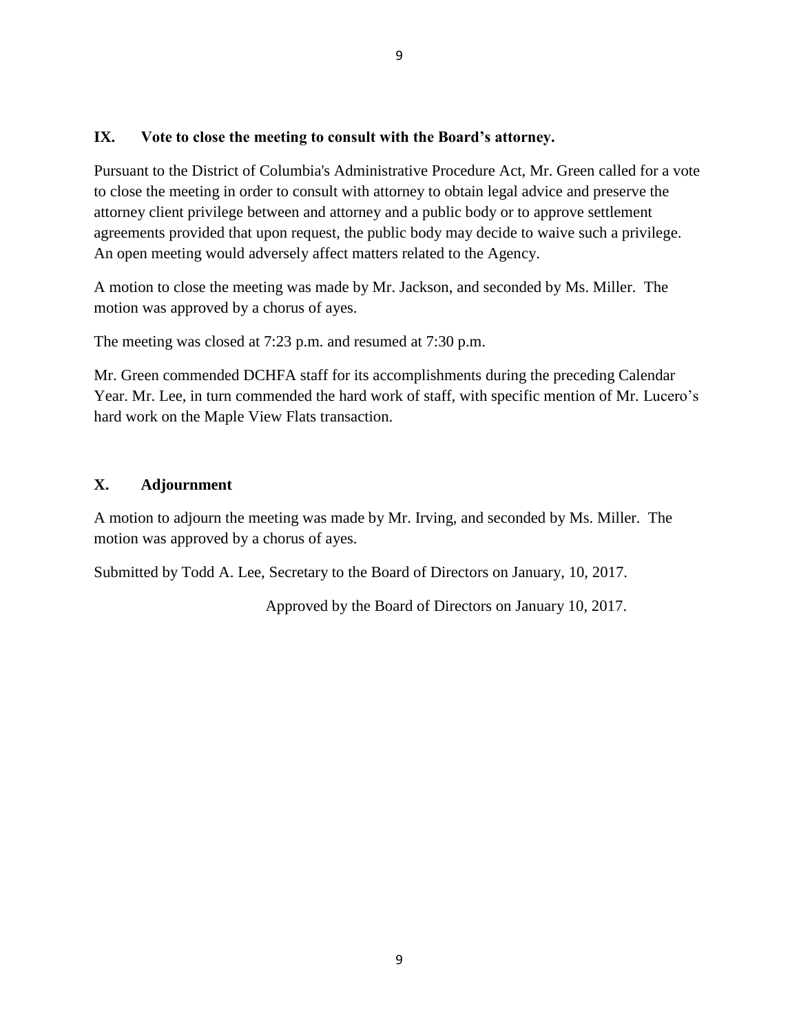## IX. Vote to close the meeting to consult with the Board's attorney.

Pursuant to the District of Columbia's Administrative Procedure Act, Mr. Green called for a vote to close the meeting in order to consult with attorney to obtain legal advice and preserve the attorney client privilege between and attorney and a public body or to approve settlement agreements provided that upon request, the public body may decide to waive such a privilege. An open meeting would adversely affect matters related to the Agency.

A motion to close the meeting was made by Mr. Jackson, and seconded by Ms. Miller. The motion was approved by a chorus of ayes.

The meeting was closed at 7:23 p.m. and resumed at 7:30 p.m.

Mr. Green commended DCHFA staff for its accomplishments during the preceding Calendar Year. Mr. Lee, in turn commended the hard work of staff, with specific mention of Mr. Lucero's hard work on the Maple View Flats transaction.

## X. Adjournment

A motion to adjourn the meeting was made by Mr. Irving, and seconded by Ms. Miller. The motion was approved by a chorus of ayes.

Submitted by Todd A. Lee, Secretary to the Board of Directors on January, 10, 2017.

Approved by the Board of Directors on January 10, 2017.